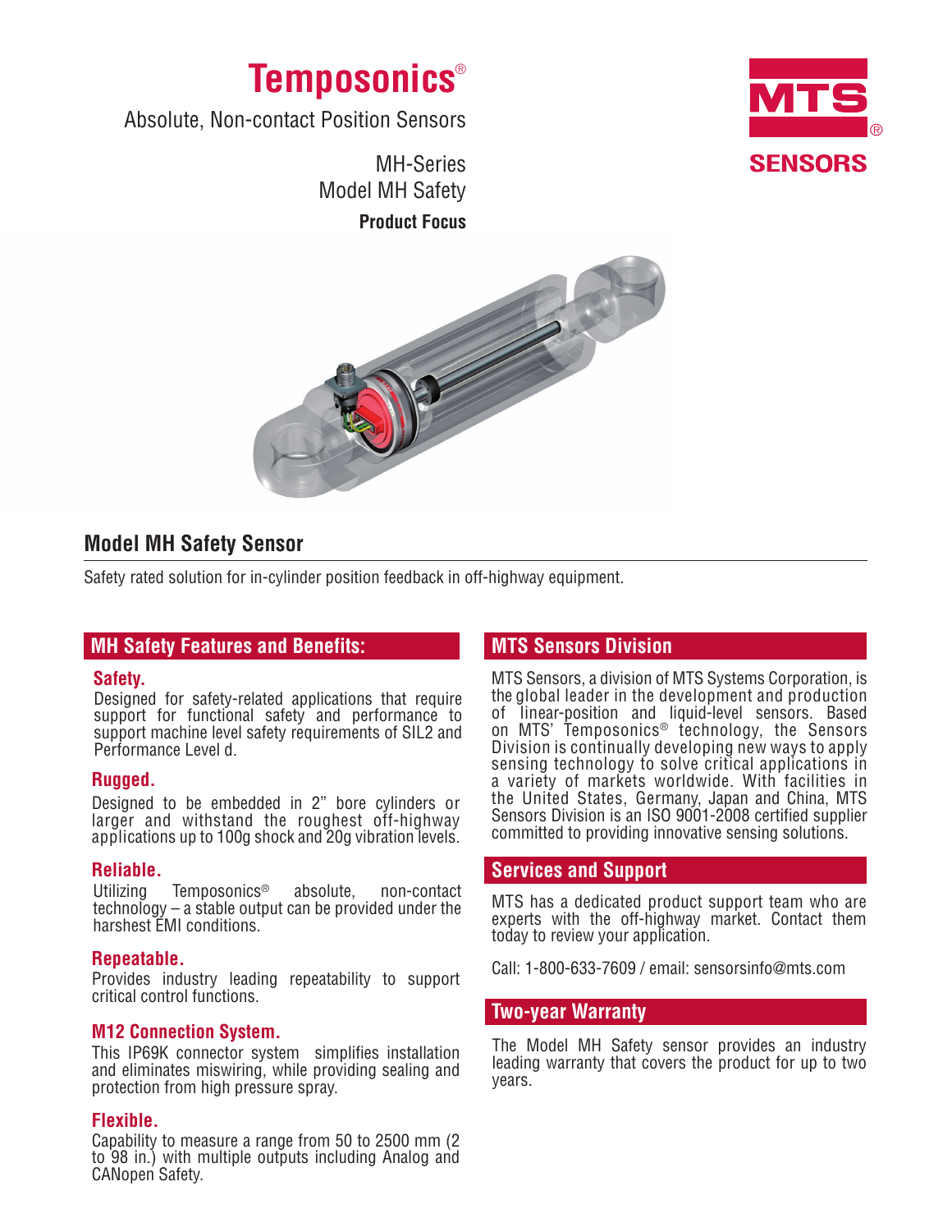# Temposonics®

Absolute, Non-contact Position Sensors

MH-Series
Model MH Safety

**Product Focus**

MTS SENSORS

## Model MH Safety Sensor

Safety rated solution for in-cylinder position feedback in off-highway equipment.

## MH Safety Features and Benefits:

### Safety.

Designed for safety-related applications that require support for functional safety and performance to support machine level safety requirements of SIL2 and Performance Level d.

### Rugged.

Designed to be embedded in 2" bore cylinders or larger and withstand the roughest off-highway applications up to 100g shock and 20g vibration levels.

### Reliable.

Utilizing Temposonics® absolute, non-contact technology – a stable output can be provided under the harshest EMI conditions.

### Repeatable.

Provides industry leading repeatability to support critical control functions.

### M12 Connection System.

This IP69K connector system simplifies installation and eliminates miswiring, while providing sealing and protection from high pressure spray.

### Flexible.

Capability to measure a range from 50 to 2500 mm (2 to 98 in.) with multiple outputs including Analog and CANopen Safety.

## MTS Sensors Division

MTS Sensors, a division of MTS Systems Corporation, is the global leader in the development and production of linear-position and liquid-level sensors. Based on MTS' Temposonics® technology, the Sensors Division is continually developing new ways to apply sensing technology to solve critical applications in a variety of markets worldwide. With facilities in the United States, Germany, Japan and China, MTS Sensors Division is an ISO 9001-2008 certified supplier committed to providing innovative sensing solutions.

## Services and Support

MTS has a dedicated product support team who are experts with the off-highway market. Contact them today to review your application.

Call: 1-800-633-7609 / email: sensorsinfo@mts.com

## Two-year Warranty

The Model MH Safety sensor provides an industry leading warranty that covers the product for up to two years.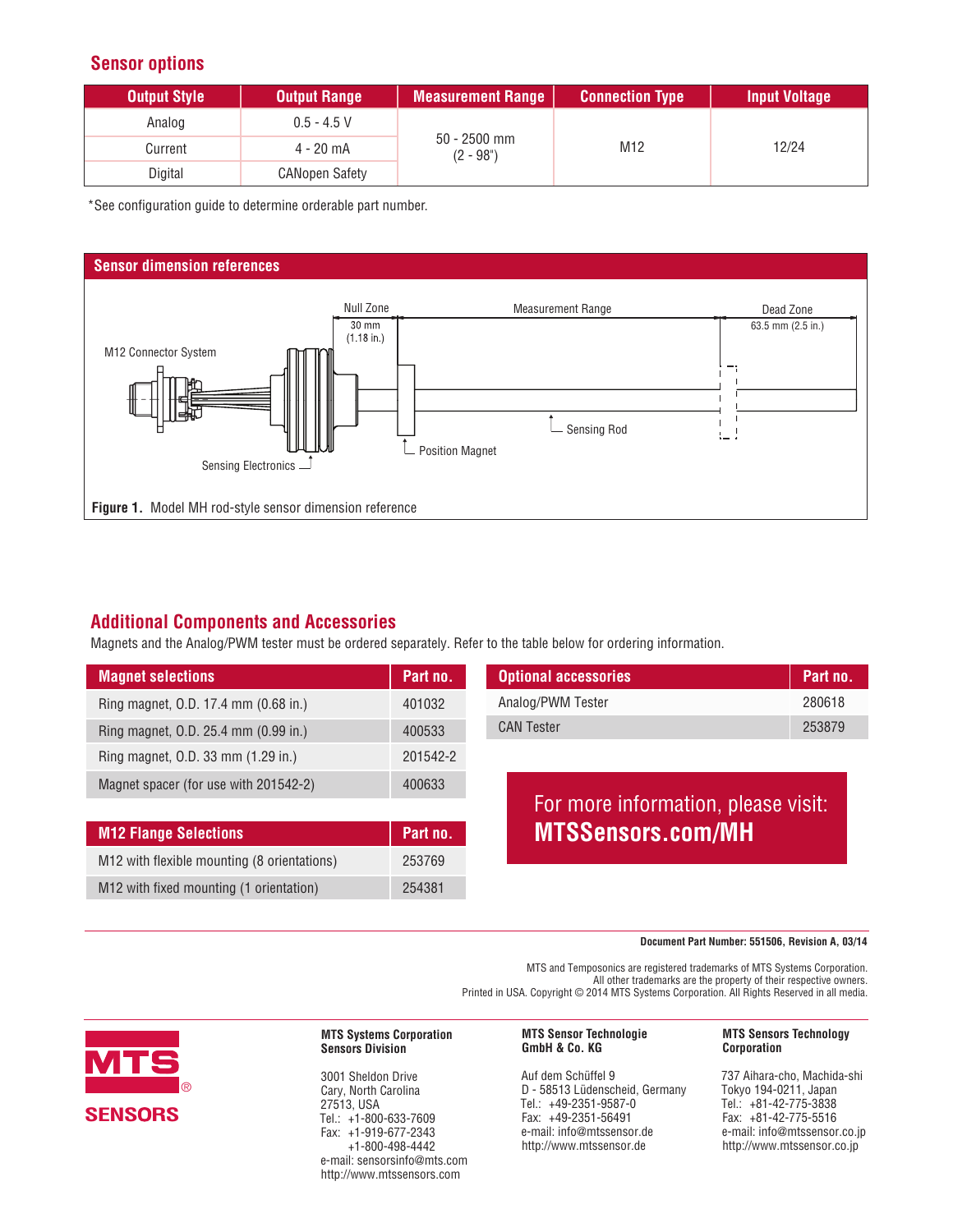## Sensor options

| Output Style | Output Range | Measurement Range | Connection Type | Input Voltage |
|---|---|---|---|---|
| Analog | 0.5 - 4.5 V | 50 - 2500 mm (2 - 98") | M12 | 12/24 |
| Current | 4 - 20 mA | | | |
| Digital | CANopen Safety | | | |

*See configuration guide to determine orderable part number.

## Sensor dimension references

M12 Connector System

Null Zone
30 mm
(1.18 in.)

Measurement Range

Dead Zone
63.5 mm (2.5 in.)

Sensing Rod

Position Magnet

Sensing Electronics

**Figure 1.** Model MH rod-style sensor dimension reference

## Additional Components and Accessories

Magnets and the Analog/PWM tester must be ordered separately. Refer to the table below for ordering information.

| Magnet selections | Part no. |
|---|---|
| Ring magnet, O.D. 17.4 mm (0.68 in.) | 401032 |
| Ring magnet, O.D. 25.4 mm (0.99 in.) | 400533 |
| Ring magnet, O.D. 33 mm (1.29 in.) | 201542-2 |
| Magnet spacer (for use with 201542-2) | 400633 |

| M12 Flange Selections | Part no. |
|---|---|
| M12 with flexible mounting (8 orientations) | 253769 |
| M12 with fixed mounting (1 orientation) | 254381 |

| Optional accessories | Part no. |
|---|---|
| Analog/PWM Tester | 280618 |
| CAN Tester | 253879 |

For more information, please visit:
**MTSSensors.com/MH**

**Document Part Number: 551506, Revision A, 03/14**

MTS and Temposonics are registered trademarks of MTS Systems Corporation.
All other trademarks are the property of their respective owners.
Printed in USA. Copyright © 2014 MTS Systems Corporation. All Rights Reserved in all media.

MTS SENSORS

**MTS Systems Corporation**
**Sensors Division**

3001 Sheldon Drive
Cary, North Carolina
27513, USA
Tel.: +1-800-633-7609
Fax: +1-919-677-2343
+1-800-498-4442
e-mail: sensorsinfo@mts.com
http://www.mtssensors.com

**MTS Sensor Technologie**
**GmbH & Co. KG**

Auf dem Schüffel 9
D - 58513 Lüdenscheid, Germany
Tel.: +49-2351-9587-0
Fax: +49-2351-56491
e-mail: info@mtssensor.de
http://www.mtssensor.de

**MTS Sensors Technology**
**Corporation**

737 Aihara-cho, Machida-shi
Tokyo 194-0211, Japan
Tel.: +81-42-775-3838
Fax: +81-42-775-5516
e-mail: info@mtssensor.co.jp
http://www.mtssensor.co.jp